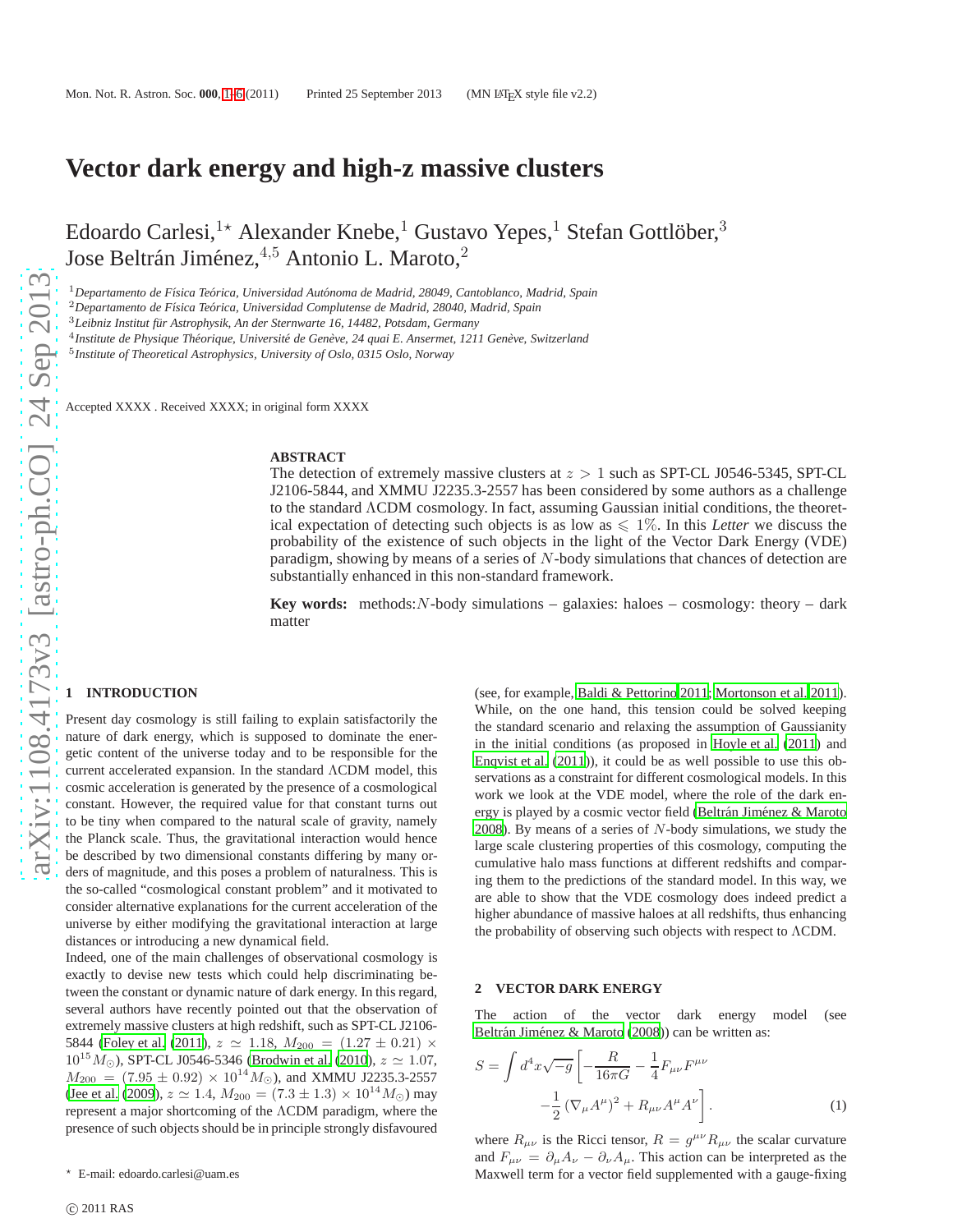# Vector dark energy and high-z massive clusters

Edoardo Carlesi,[1⋆] Alexander Knebe,[1] Gustavo Yepes,[1] Stefan Gottlöber,[3] Jose Beltrán Jiménez,[4,5] Antonio L. Maroto,[2]

[1] *Departamento de Física Teórica, Universidad Autónoma de Madrid, 28049, Cantoblanco, Madrid, Spain*
[2] *Departamento de Física Teórica, Universidad Complutense de Madrid, 28040, Madrid, Spain*
[3] *Leibniz Institut für Astrophysik, An der Sternwarte 16, 14482, Potsdam, Germany*
[4] *Institute de Physique Théorique, Université de Genève, 24 quai E. Ansermet, 1211 Genève, Switzerland*
[5] *Institute of Theoretical Astrophysics, University of Oslo, 0315 Oslo, Norway*

Accepted XXXX . Received XXXX; in original form XXXX

## ABSTRACT

The detection of extremely massive clusters at $z > 1$ such as SPT-CL J0546-5345, SPT-CL J2106-5844, and XMMU J2235.3-2557 has been considered by some authors as a challenge to the standard ΛCDM cosmology. In fact, assuming Gaussian initial conditions, the theoretical expectation of detecting such objects is as low as $\leqslant 1\%$. In this *Letter* we discuss the probability of the existence of such objects in the light of the Vector Dark Energy (VDE) paradigm, showing by means of a series of $N$-body simulations that chances of detection are substantially enhanced in this non-standard framework.

**Key words:** methods:$N$-body simulations – galaxies: haloes – cosmology: theory – dark matter

## 1 INTRODUCTION

Present day cosmology is still failing to explain satisfactorily the nature of dark energy, which is supposed to dominate the energetic content of the universe today and to be responsible for the current accelerated expansion. In the standard ΛCDM model, this cosmic acceleration is generated by the presence of a cosmological constant. However, the required value for that constant turns out to be tiny when compared to the natural scale of gravity, namely the Planck scale. Thus, the gravitational interaction would hence be described by two dimensional constants differing by many orders of magnitude, and this poses a problem of naturalness. This is the so-called "cosmological constant problem" and it motivated to consider alternative explanations for the current acceleration of the universe by either modifying the gravitational interaction at large distances or introducing a new dynamical field.

Indeed, one of the main challenges of observational cosmology is exactly to devise new tests which could help discriminating between the constant or dynamic nature of dark energy. In this regard, several authors have recently pointed out that the observation of extremely massive clusters at high redshift, such as SPT-CL J2106-5844 (Foley et al. (2011), $z \simeq 1.18$, $M_{200} = (1.27 \pm 0.21) \times 10^{15} M_{\odot}$), SPT-CL J0546-5346 (Brodwin et al. (2010), $z \simeq 1.07$, $M_{200} = (7.95 \pm 0.92) \times 10^{14} M_{\odot}$), and XMMU J2235.3-2557 (Jee et al. (2009), $z \simeq 1.4$, $M_{200} = (7.3 \pm 1.3) \times 10^{14} M_{\odot}$) may represent a major shortcoming of the ΛCDM paradigm, where the presence of such objects should be in principle strongly disfavoured (see, for example, Baldi & Pettorino 2011; Mortonson et al. 2011). While, on the one hand, this tension could be solved keeping the standard scenario and relaxing the assumption of Gaussianity in the initial conditions (as proposed in Hoyle et al. (2011) and Enqvist et al. (2011)), it could be as well possible to use this observations as a constraint for different cosmological models. In this work we look at the VDE model, where the role of the dark energy is played by a cosmic vector field (Beltrán Jiménez & Maroto 2008). By means of a series of $N$-body simulations, we study the large scale clustering properties of this cosmology, computing the cumulative halo mass functions at different redshifts and comparing them to the predictions of the standard model. In this way, we are able to show that the VDE cosmology does indeed predict a higher abundance of massive haloes at all redshifts, thus enhancing the probability of observing such objects with respect to ΛCDM.

## 2 VECTOR DARK ENERGY

The action of the vector dark energy model (see Beltrán Jiménez & Maroto (2008)) can be written as:

$$S = \int d^4x\sqrt{-g}\left[-\frac{R}{16\pi G} - \frac{1}{4}F_{\mu\nu}F^{\mu\nu} - \frac{1}{2}\left(\nabla_{\mu}A^{\mu}\right)^2 + R_{\mu\nu}A^{\mu}A^{\nu}\right]. \quad (1)$$

where $R_{\mu\nu}$ is the Ricci tensor, $R = g^{\mu\nu}R_{\mu\nu}$ the scalar curvature and $F_{\mu\nu} = \partial_{\mu}A_{\nu} - \partial_{\nu}A_{\mu}$. This action can be interpreted as the Maxwell term for a vector field supplemented with a gauge-fixing

⋆ E-mail: edoardo.carlesi@uam.es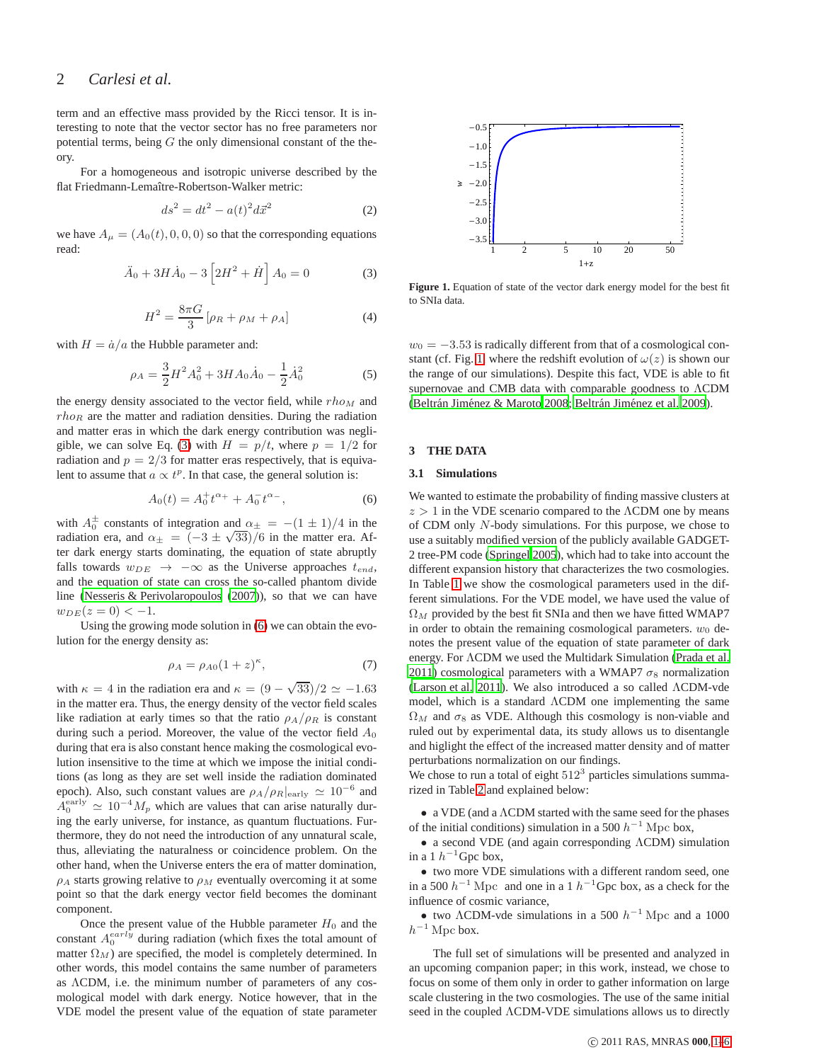term and an effective mass provided by the Ricci tensor. It is interesting to note that the vector sector has no free parameters nor potential terms, being $G$ the only dimensional constant of the theory.

For a homogeneous and isotropic universe described by the flat Friedmann-Lemaître-Robertson-Walker metric:

$$ds^2 = dt^2 - a(t)^2 d\vec{x}^2 \tag{2}$$

we have $A_\mu = (A_0(t), 0, 0, 0)$ so that the corresponding equations read:

$$\ddot{A}_0 + 3H\dot{A}_0 - 3\left[2H^2 + \dot{H}\right] A_0 = 0 \tag{3}$$

$$H^2 = \frac{8\pi G}{3}\left[\rho_R + \rho_M + \rho_A\right] \tag{4}$$

with $H = \dot{a}/a$ the Hubble parameter and:

$$\rho_A = \frac{3}{2}H^2 A_0^2 + 3HA_0\dot{A}_0 - \frac{1}{2}\dot{A}_0^2 \tag{5}$$

the energy density associated to the vector field, while $rho_M$ and $rho_R$ are the matter and radiation densities. During the radiation and matter eras in which the dark energy contribution was negligible, we can solve Eq. (3) with $H = p/t$, where $p = 1/2$ for radiation and $p = 2/3$ for matter eras respectively, that is equivalent to assume that $a \propto t^p$. In that case, the general solution is:

$$A_0(t) = A_0^+ t^{\alpha_+} + A_0^- t^{\alpha_-}, \tag{6}$$

with $A_0^\pm$ constants of integration and $\alpha_\pm = -(1 \pm 1)/4$ in the radiation era, and $\alpha_\pm = (-3 \pm \sqrt{33})/6$ in the matter era. After dark energy starts dominating, the equation of state abruptly falls towards $w_{DE} \to -\infty$ as the Universe approaches $t_{end}$, and the equation of state can cross the so-called phantom divide line (Nesseris & Perivolaropoulos (2007)), so that we can have $w_{DE}(z = 0) < -1$.

Using the growing mode solution in (6) we can obtain the evolution for the energy density as:

$$\rho_A = \rho_{A0}(1 + z)^\kappa, \tag{7}$$

with $\kappa = 4$ in the radiation era and $\kappa = (9 - \sqrt{33})/2 \simeq -1.63$ in the matter era. Thus, the energy density of the vector field scales like radiation at early times so that the ratio $\rho_A/\rho_R$ is constant during such a period. Moreover, the value of the vector field $A_0$ during that era is also constant hence making the cosmological evolution insensitive to the time at which we impose the initial conditions (as long as they are set well inside the radiation dominated epoch). Also, such constant values are $\rho_A/\rho_R|_{\text{early}} \simeq 10^{-6}$ and $A_0^{\text{early}} \simeq 10^{-4} M_p$ which are values that can arise naturally during the early universe, for instance, as quantum fluctuations. Furthermore, they do not need the introduction of any unnatural scale, thus, alleviating the naturalness or coincidence problem. On the other hand, when the Universe enters the era of matter domination, $\rho_A$ starts growing relative to $\rho_M$ eventually overcoming it at some point so that the dark energy vector field becomes the dominant component.

Once the present value of the Hubble parameter $H_0$ and the constant $A_0^{early}$ during radiation (which fixes the total amount of matter $\Omega_M$) are specified, the model is completely determined. In other words, this model contains the same number of parameters as ΛCDM, i.e. the minimum number of parameters of any cosmological model with dark energy. Notice however, that in the VDE model the present value of the equation of state parameter $w_0 = -3.53$ is radically different from that of a cosmological constant (cf. Fig. 1 where the redshift evolution of $\omega(z)$ is shown our the range of our simulations). Despite this fact, VDE is able to fit supernovae and CMB data with comparable goodness to ΛCDM (Beltrán Jiménez & Maroto 2008; Beltrán Jiménez et al. 2009).

**Figure 1.** Equation of state of the vector dark energy model for the best fit to SNIa data.

## 3 THE DATA

### 3.1 Simulations

We wanted to estimate the probability of finding massive clusters at $z > 1$ in the VDE scenario compared to the ΛCDM one by means of CDM only $N$-body simulations. For this purpose, we chose to use a suitably modified version of the publicly available GADGET-2 tree-PM code (Springel 2005), which had to take into account the different expansion history that characterizes the two cosmologies. In Table 1 we show the cosmological parameters used in the different simulations. For the VDE model, we have used the value of $\Omega_M$ provided by the best fit SNIa and then we have fitted WMAP7 in order to obtain the remaining cosmological parameters. $w_0$ denotes the present value of the equation of state parameter of dark energy. For ΛCDM we used the Multidark Simulation (Prada et al. 2011) cosmological parameters with a WMAP7 $\sigma_8$ normalization (Larson et al. 2011). We also introduced a so called ΛCDM-vde model, which is a standard ΛCDM one implementing the same $\Omega_M$ and $\sigma_8$ as VDE. Although this cosmology is non-viable and ruled out by experimental data, its study allows us to disentangle and higlight the effect of the increased matter density and of matter perturbations normalization on our findings.

We chose to run a total of eight $512^3$ particles simulations summarized in Table 2 and explained below:

- a VDE (and a ΛCDM started with the same seed for the phases of the initial conditions) simulation in a 500 $h^{-1}$ Mpc box,
- a second VDE (and again corresponding ΛCDM) simulation in a 1 $h^{-1}$Gpc box,
- two more VDE simulations with a different random seed, one in a 500 $h^{-1}$ Mpc and one in a 1 $h^{-1}$Gpc box, as a check for the influence of cosmic variance,
- two ΛCDM-vde simulations in a 500 $h^{-1}$ Mpc and a 1000 $h^{-1}$ Mpc box.

The full set of simulations will be presented and analyzed in an upcoming companion paper; in this work, instead, we chose to focus on some of them only in order to gather information on large scale clustering in the two cosmologies. The use of the same initial seed in the coupled ΛCDM-VDE simulations allows us to directly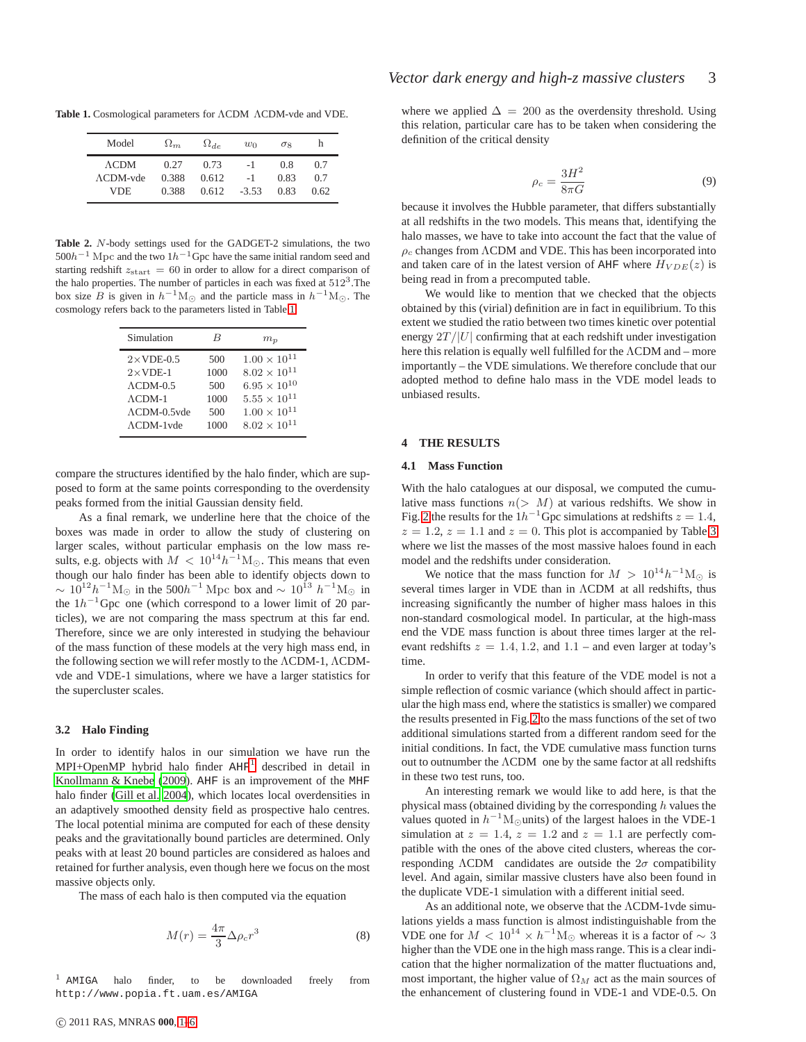**Table 1.** Cosmological parameters for ΛCDM ΛCDM-vde and VDE.

| Model | $\Omega_m$ | $\Omega_{de}$ | $w_0$ | $\sigma_8$ | h |
|---|---|---|---|---|---|
| ΛCDM | 0.27 | 0.73 | -1 | 0.8 | 0.7 |
| ΛCDM-vde | 0.388 | 0.612 | -1 | 0.83 | 0.7 |
| VDE | 0.388 | 0.612 | -3.53 | 0.83 | 0.62 |

**Table 2.** $N$-body settings used for the GADGET-2 simulations, the two $500h^{-1}\,\mathrm{Mpc}$ and the two $1h^{-1}$Gpc have the same initial random seed and starting redshift $z_{\mathrm{start}} = 60$ in order to allow for a direct comparison of the halo properties. The number of particles in each was fixed at $512^3$.The box size $B$ is given in $h^{-1}\mathrm{M}_{\odot}$ and the particle mass in $h^{-1}\mathrm{M}_{\odot}$. The cosmology refers back to the parameters listed in Table 1.

| Simulation | $B$ | $m_p$ |
|---|---|---|
| 2×VDE-0.5 | 500 | $1.00 \times 10^{11}$ |
| 2×VDE-1 | 1000 | $8.02 \times 10^{11}$ |
| ΛCDM-0.5 | 500 | $6.95 \times 10^{10}$ |
| ΛCDM-1 | 1000 | $5.55 \times 10^{11}$ |
| ΛCDM-0.5vde | 500 | $1.00 \times 10^{11}$ |
| ΛCDM-1vde | 1000 | $8.02 \times 10^{11}$ |

compare the structures identified by the halo finder, which are supposed to form at the same points corresponding to the overdensity peaks formed from the initial Gaussian density field.

As a final remark, we underline here that the choice of the boxes was made in order to allow the study of clustering on larger scales, without particular emphasis on the low mass results, e.g. objects with $M < 10^{14}h^{-1}\mathrm{M}_{\odot}$. This means that even though our halo finder has been able to identify objects down to $\sim 10^{12}h^{-1}\mathrm{M}_{\odot}$ in the $500h^{-1}\,\mathrm{Mpc}$ box and $\sim 10^{13}\ h^{-1}\mathrm{M}_{\odot}$ in the $1h^{-1}$Gpc one (which correspond to a lower limit of 20 particles), we are not comparing the mass spectrum at this far end. Therefore, since we are only interested in studying the behaviour of the mass function of these models at the very high mass end, in the following section we will refer mostly to the ΛCDM-1, ΛCDM-vde and VDE-1 simulations, where we have a larger statistics for the supercluster scales.

## 3.2 Halo Finding

In order to identify halos in our simulation we have run the MPI+OpenMP hybrid halo finder `AHF`[1] described in detail in Knollmann & Knebe (2009). `AHF` is an improvement of the `MHF` halo finder (Gill et al. 2004), which locates local overdensities in an adaptively smoothed density field as prospective halo centres. The local potential minima are computed for each of these density peaks and the gravitationally bound particles are determined. Only peaks with at least 20 bound particles are considered as haloes and retained for further analysis, even though here we focus on the most massive objects only.

The mass of each halo is then computed via the equation

$$M(r) = \frac{4\pi}{3}\Delta\rho_c r^3 \tag{8}$$

where we applied $\Delta = 200$ as the overdensity threshold. Using this relation, particular care has to be taken when considering the definition of the critical density

$$\rho_c = \frac{3H^2}{8\pi G} \tag{9}$$

because it involves the Hubble parameter, that differs substantially at all redshifts in the two models. This means that, identifying the halo masses, we have to take into account the fact that the value of $\rho_c$ changes from ΛCDM and VDE. This has been incorporated into and taken care of in the latest version of `AHF` where $H_{VDE}(z)$ is being read in from a precomputed table.

We would like to mention that we checked that the objects obtained by this (virial) definition are in fact in equilibrium. To this extent we studied the ratio between two times kinetic over potential energy $2T/|U|$ confirming that at each redshift under investigation here this relation is equally well fulfilled for the ΛCDM and – more importantly – the VDE simulations. We therefore conclude that our adopted method to define halo mass in the VDE model leads to unbiased results.

# 4 THE RESULTS

## 4.1 Mass Function

With the halo catalogues at our disposal, we computed the cumulative mass functions $n(> M)$ at various redshifts. We show in Fig. 2 the results for the $1h^{-1}$Gpc simulations at redshifts $z = 1.4$, $z = 1.2$, $z = 1.1$ and $z = 0$. This plot is accompanied by Table 3 where we list the masses of the most massive haloes found in each model and the redshifts under consideration.

We notice that the mass function for $M > 10^{14}h^{-1}\mathrm{M}_{\odot}$ is several times larger in VDE than in ΛCDM at all redshifts, thus increasing significantly the number of higher mass haloes in this non-standard cosmological model. In particular, at the high-mass end the VDE mass function is about three times larger at the relevant redshifts $z = 1.4, 1.2$, and $1.1$ – and even larger at today's time.

In order to verify that this feature of the VDE model is not a simple reflection of cosmic variance (which should affect in particular the high mass end, where the statistics is smaller) we compared the results presented in Fig. 2 to the mass functions of the set of two additional simulations started from a different random seed for the initial conditions. In fact, the VDE cumulative mass function turns out to outnumber the ΛCDM one by the same factor at all redshifts in these two test runs, too.

An interesting remark we would like to add here, is that the physical mass (obtained dividing by the corresponding $h$ values the values quoted in $h^{-1}\mathrm{M}_{\odot}$units) of the largest haloes in the VDE-1 simulation at $z = 1.4$, $z = 1.2$ and $z = 1.1$ are perfectly compatible with the ones of the above cited clusters, whereas the corresponding ΛCDM candidates are outside the $2\sigma$ compatibility level. And again, similar massive clusters have also been found in the duplicate VDE-1 simulation with a different initial seed.

As an additional note, we observe that the ΛCDM-1vde simulations yields a mass function is almost indistinguishable from the VDE one for $M < 10^{14} \times h^{-1}\mathrm{M}_{\odot}$ whereas it is a factor of $\sim 3$ higher than the VDE one in the high mass range. This is a clear indication that the higher normalization of the matter fluctuations and, most important, the higher value of $\Omega_M$ act as the main sources of the enhancement of clustering found in VDE-1 and VDE-0.5. On

[1] `AMIGA` halo finder, to be downloaded freely from `http://www.popia.ft.uam.es/AMIGA`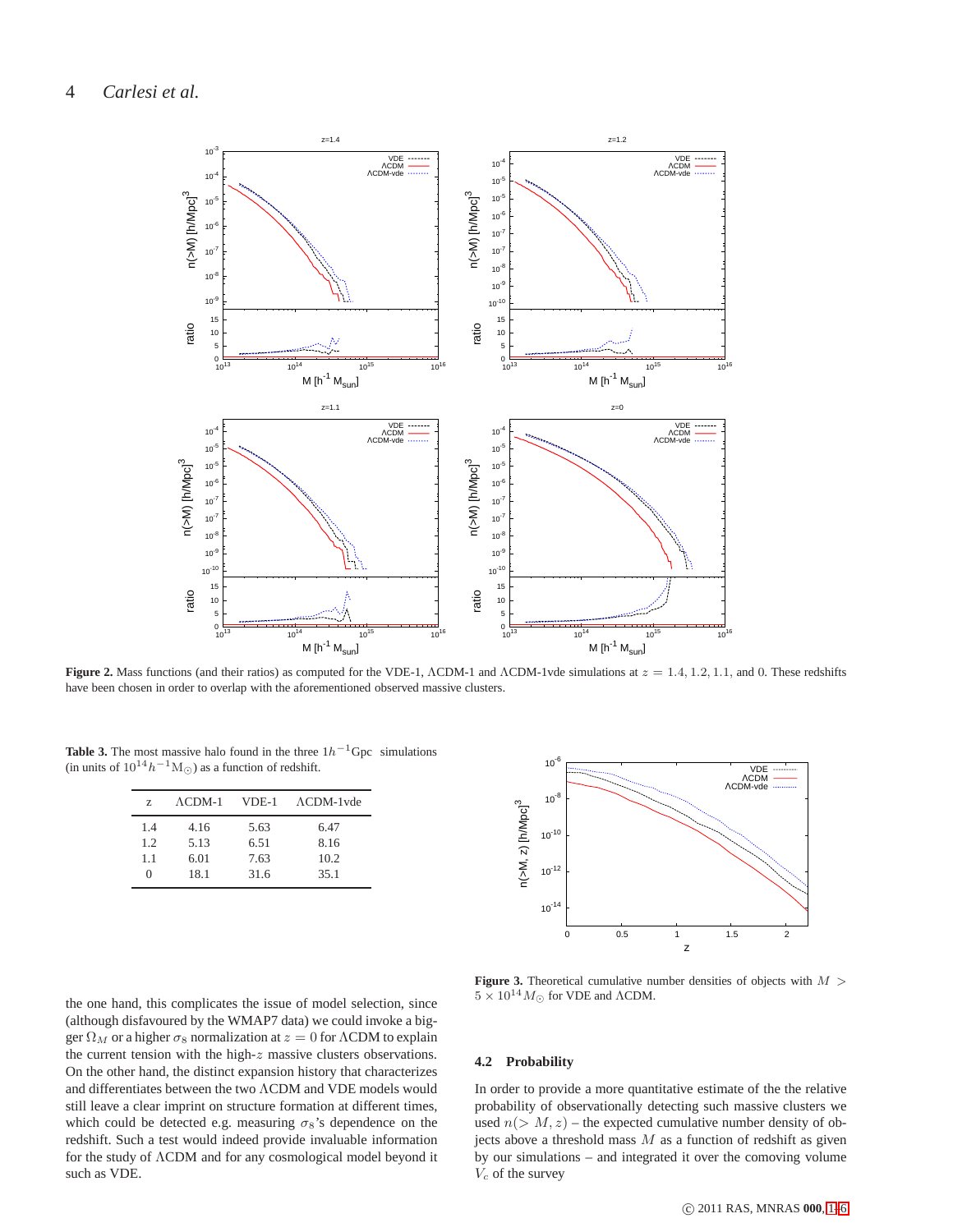**Figure 2.** Mass functions (and their ratios) as computed for the VDE-1, ΛCDM-1 and ΛCDM-1vde simulations at $z = 1.4, 1.2, 1.1$, and 0. These redshifts have been chosen in order to overlap with the aforementioned observed massive clusters.

**Table 3.** The most massive halo found in the three $1h^{-1}$Gpc simulations (in units of $10^{14}h^{-1}\mathrm{M}_{\odot}$) as a function of redshift.

| z | ΛCDM-1 | VDE-1 | ΛCDM-1vde |
|---|---|---|---|
| 1.4 | 4.16 | 5.63 | 6.47 |
| 1.2 | 5.13 | 6.51 | 8.16 |
| 1.1 | 6.01 | 7.63 | 10.2 |
| 0 | 18.1 | 31.6 | 35.1 |

**Figure 3.** Theoretical cumulative number densities of objects with $M > 5 \times 10^{14} M_{\odot}$ for VDE and ΛCDM.

the one hand, this complicates the issue of model selection, since (although disfavoured by the WMAP7 data) we could invoke a bigger $\Omega_M$ or a higher $\sigma_8$ normalization at $z = 0$ for ΛCDM to explain the current tension with the high-$z$ massive clusters observations. On the other hand, the distinct expansion history that characterizes and differentiates between the two ΛCDM and VDE models would still leave a clear imprint on structure formation at different times, which could be detected e.g. measuring $\sigma_8$'s dependence on the redshift. Such a test would indeed provide invaluable information for the study of ΛCDM and for any cosmological model beyond it such as VDE.

### 4.2 Probability

In order to provide a more quantitative estimate of the the relative probability of observationally detecting such massive clusters we used $n(> M, z)$ – the expected cumulative number density of objects above a threshold mass $M$ as a function of redshift as given by our simulations – and integrated it over the comoving volume $V_c$ of the survey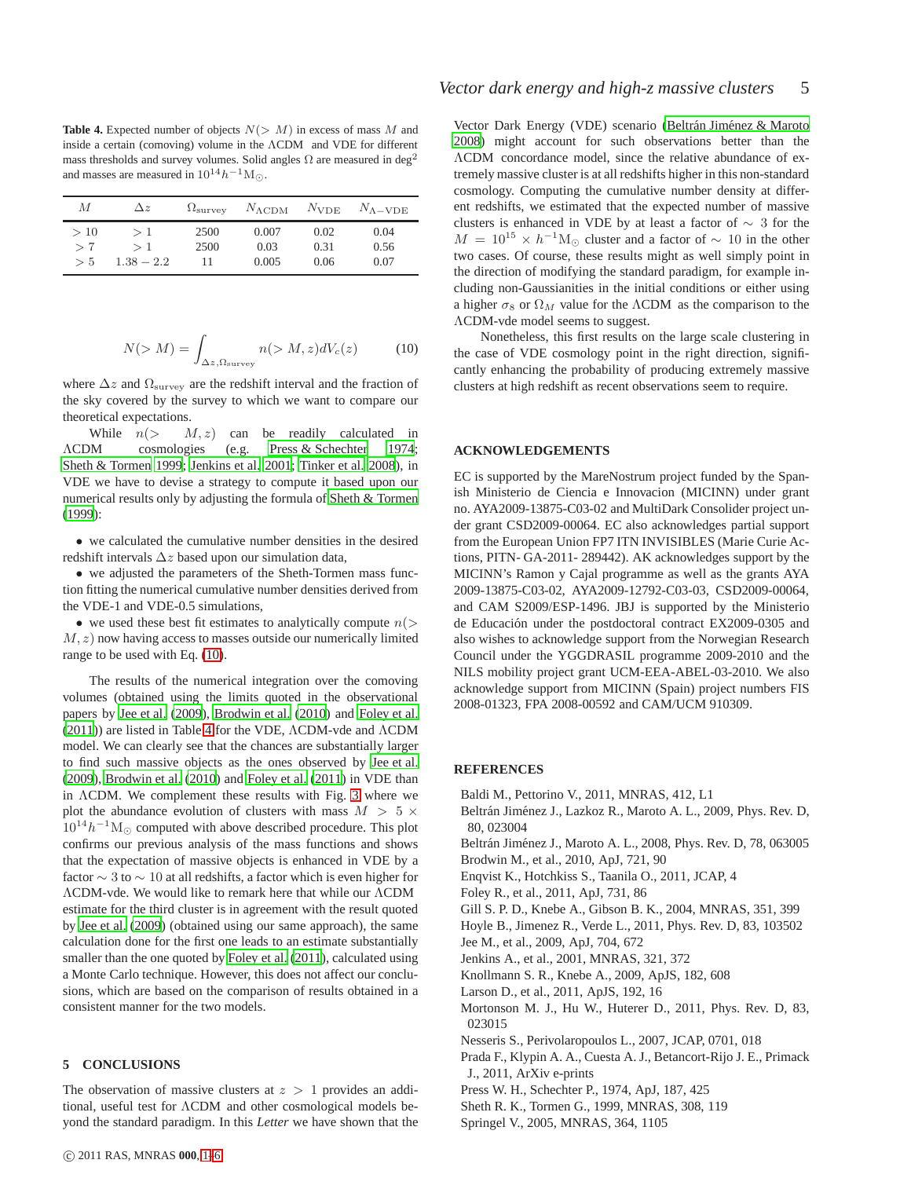**Table 4.** Expected number of objects $N(>M)$ in excess of mass $M$ and inside a certain (comoving) volume in the ΛCDM and VDE for different mass thresholds and survey volumes. Solid angles Ω are measured in $\deg^2$ and masses are measured in $10^{14} h^{-1}\mathrm{M}_\odot$.

| $M$ | $\Delta z$ | $\Omega_{\rm survey}$ | $N_{\Lambda\rm CDM}$ | $N_{\rm VDE}$ | $N_{\Lambda-\rm VDE}$ |
|---|---|---|---|---|---|
| $>10$ | $>1$ | 2500 | 0.007 | 0.02 | 0.04 |
| $>7$ | $>1$ | 2500 | 0.03 | 0.31 | 0.56 |
| $>5$ | $1.38-2.2$ | 11 | 0.005 | 0.06 | 0.07 |

$$N(>M) = \int_{\Delta z, \Omega_{\rm survey}} n(>M, z) dV_c(z) \tag{10}$$

where $\Delta z$ and $\Omega_{\rm survey}$ are the redshift interval and the fraction of the sky covered by the survey to which we want to compare our theoretical expectations.

While $n(>M, z)$ can be readily calculated in ΛCDM cosmologies (e.g. Press & Schechter 1974; Sheth & Tormen 1999; Jenkins et al. 2001; Tinker et al. 2008), in VDE we have to devise a strategy to compute it based upon our numerical results only by adjusting the formula of Sheth & Tormen (1999):

- we calculated the cumulative number densities in the desired redshift intervals $\Delta z$ based upon our simulation data,
- we adjusted the parameters of the Sheth-Tormen mass function fitting the numerical cumulative number densities derived from the VDE-1 and VDE-0.5 simulations,
- we used these best fit estimates to analytically compute $n(>M, z)$ now having access to masses outside our numerically limited range to be used with Eq. (10).

The results of the numerical integration over the comoving volumes (obtained using the limits quoted in the observational papers by Jee et al. (2009), Brodwin et al. (2010) and Foley et al. (2011)) are listed in Table 4 for the VDE, ΛCDM-vde and ΛCDM model. We can clearly see that the chances are substantially larger to find such massive objects as the ones observed by Jee et al. (2009), Brodwin et al. (2010) and Foley et al. (2011) in VDE than in ΛCDM. We complement these results with Fig. 3 where we plot the abundance evolution of clusters with mass $M > 5 \times 10^{14} h^{-1}\mathrm{M}_\odot$ computed with above described procedure. This plot confirms our previous analysis of the mass functions and shows that the expectation of massive objects is enhanced in VDE by a factor $\sim 3$ to $\sim 10$ at all redshifts, a factor which is even higher for ΛCDM-vde. We would like to remark here that while our ΛCDM estimate for the third cluster is in agreement with the result quoted by Jee et al. (2009) (obtained using our same approach), the same calculation done for the first one leads to an estimate substantially smaller than the one quoted by Foley et al. (2011), calculated using a Monte Carlo technique. However, this does not affect our conclusions, which are based on the comparison of results obtained in a consistent manner for the two models.

## 5 CONCLUSIONS

The observation of massive clusters at $z > 1$ provides an additional, useful test for ΛCDM and other cosmological models beyond the standard paradigm. In this *Letter* we have shown that the Vector Dark Energy (VDE) scenario (Beltrán Jiménez & Maroto 2008) might account for such observations better than the ΛCDM concordance model, since the relative abundance of extremely massive cluster is at all redshifts higher in this non-standard cosmology. Computing the cumulative number density at different redshifts, we estimated that the expected number of massive clusters is enhanced in VDE by at least a factor of $\sim 3$ for the $M = 10^{15} \times h^{-1}\mathrm{M}_\odot$ cluster and a factor of $\sim 10$ in the other two cases. Of course, these results might as well simply point in the direction of modifying the standard paradigm, for example including non-Gaussianities in the initial conditions or either using a higher $\sigma_8$ or $\Omega_M$ value for the ΛCDM as the comparison to the ΛCDM-vde model seems to suggest.

Nonetheless, this first results on the large scale clustering in the case of VDE cosmology point in the right direction, significantly enhancing the probability of producing extremely massive clusters at high redshift as recent observations seem to require.

## ACKNOWLEDGEMENTS

EC is supported by the MareNostrum project funded by the Spanish Ministerio de Ciencia e Innovacion (MICINN) under grant no. AYA2009-13875-C03-02 and MultiDark Consolider project under grant CSD2009-00064. EC also acknowledges partial support from the European Union FP7 ITN INVISIBLES (Marie Curie Actions, PITN- GA-2011- 289442). AK acknowledges support by the MICINN's Ramon y Cajal programme as well as the grants AYA 2009-13875-C03-02, AYA2009-12792-C03-03, CSD2009-00064, and CAM S2009/ESP-1496. JBJ is supported by the Ministerio de Educación under the postdoctoral contract EX2009-0305 and also wishes to acknowledge support from the Norwegian Research Council under the YGGDRASIL programme 2009-2010 and the NILS mobility project grant UCM-EEA-ABEL-03-2010. We also acknowledge support from MICINN (Spain) project numbers FIS 2008-01323, FPA 2008-00592 and CAM/UCM 910309.

## REFERENCES

Baldi M., Pettorino V., 2011, MNRAS, 412, L1
Beltrán Jiménez J., Lazkoz R., Maroto A. L., 2009, Phys. Rev. D, 80, 023004
Beltrán Jiménez J., Maroto A. L., 2008, Phys. Rev. D, 78, 063005
Brodwin M., et al., 2010, ApJ, 721, 90
Enqvist K., Hotchkiss S., Taanila O., 2011, JCAP, 4
Foley R., et al., 2011, ApJ, 731, 86
Gill S. P. D., Knebe A., Gibson B. K., 2004, MNRAS, 351, 399
Hoyle B., Jimenez R., Verde L., 2011, Phys. Rev. D, 83, 103502
Jee M., et al., 2009, ApJ, 704, 672
Jenkins A., et al., 2001, MNRAS, 321, 372
Knollmann S. R., Knebe A., 2009, ApJS, 182, 608
Larson D., et al., 2011, ApJS, 192, 16
Mortonson M. J., Hu W., Huterer D., 2011, Phys. Rev. D, 83, 023015
Nesseris S., Perivolaropoulos L., 2007, JCAP, 0701, 018
Prada F., Klypin A. A., Cuesta A. J., Betancort-Rijo J. E., Primack J., 2011, ArXiv e-prints
Press W. H., Schechter P., 1974, ApJ, 187, 425
Sheth R. K., Tormen G., 1999, MNRAS, 308, 119
Springel V., 2005, MNRAS, 364, 1105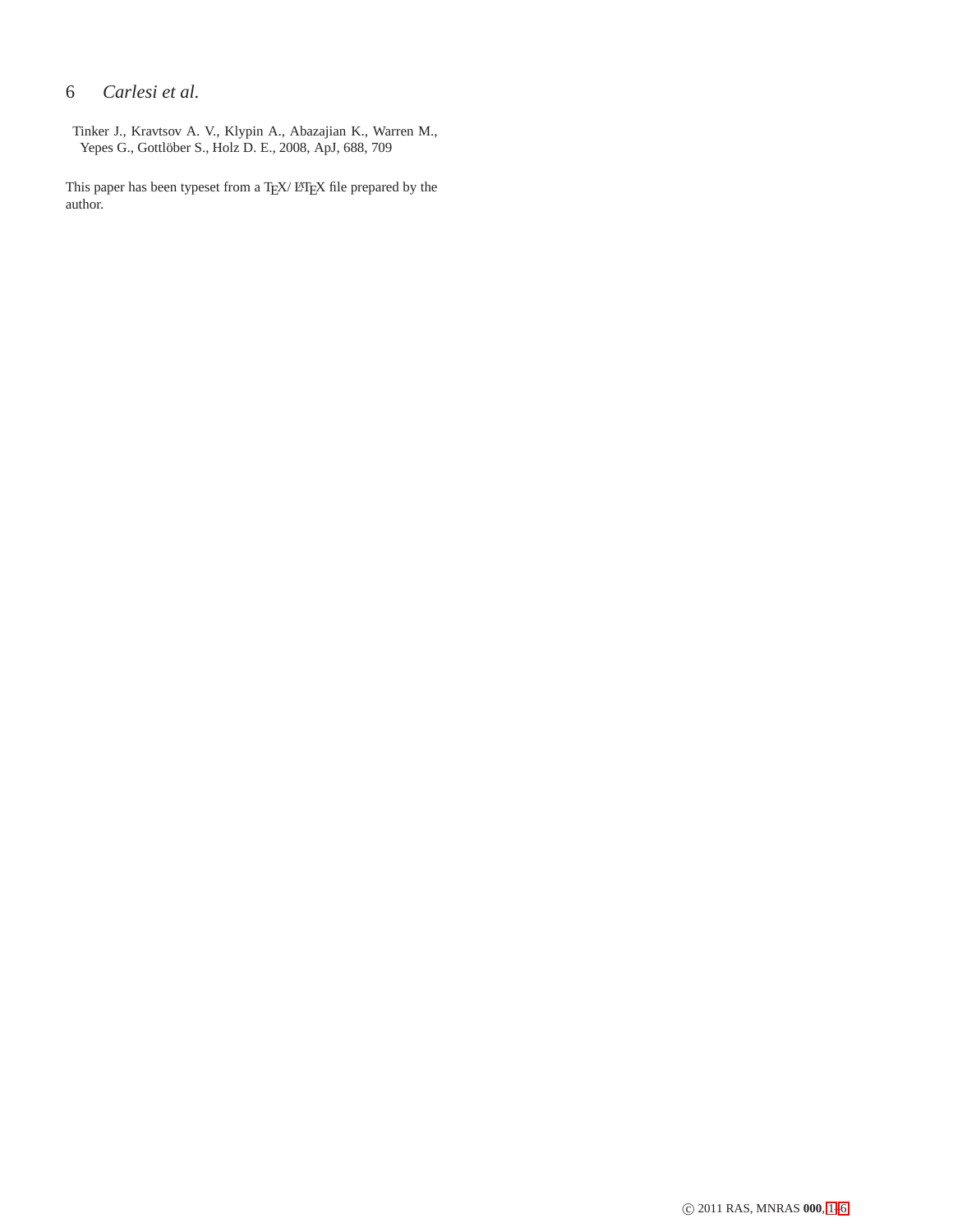Tinker J., Kravtsov A. V., Klypin A., Abazajian K., Warren M., Yepes G., Gottlöber S., Holz D. E., 2008, ApJ, 688, 709

This paper has been typeset from a TEX/ LATEX file prepared by the author.